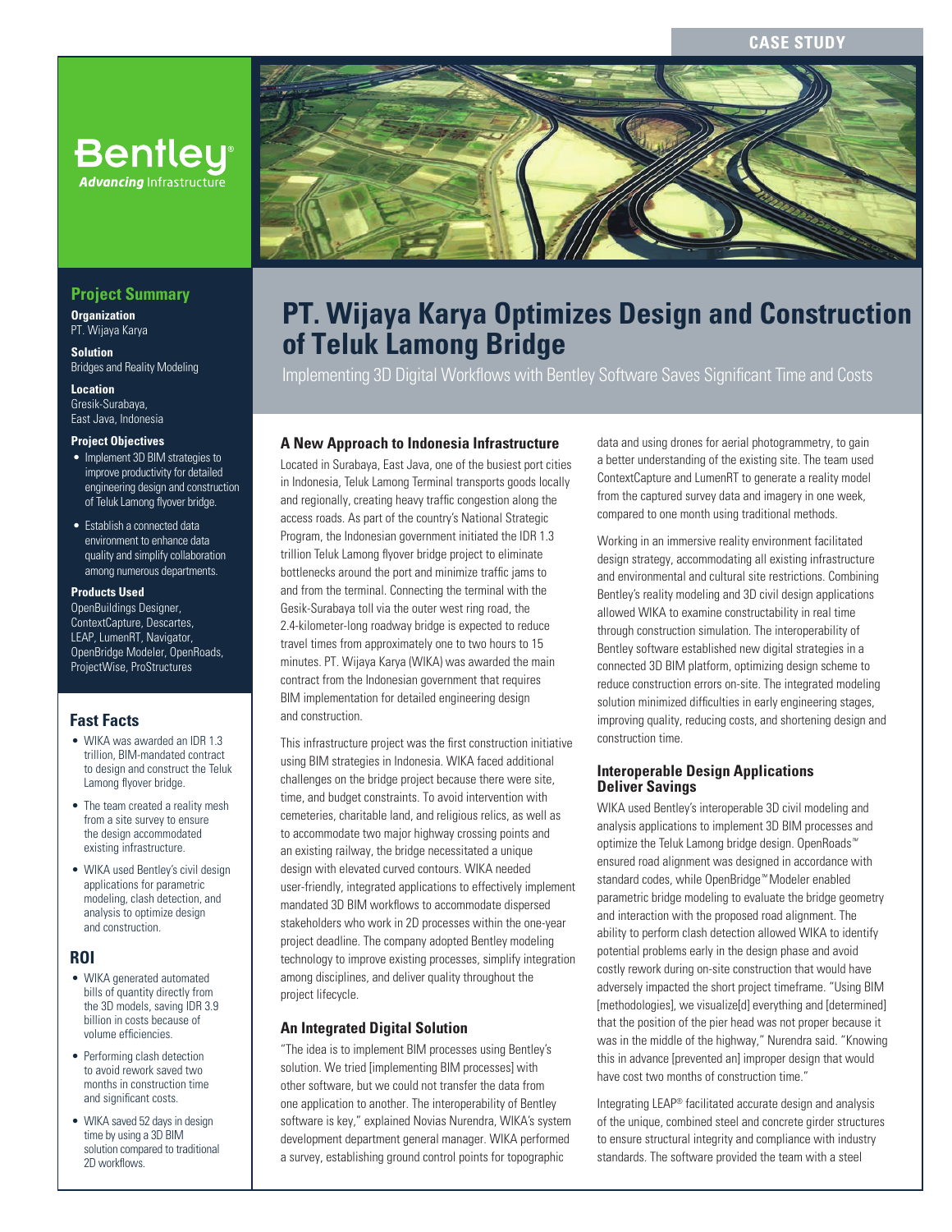CASE STUDY

# PT. Wijaya Karya Optimizes Design and Construction of Teluk Lamong Bridge

Implementing 3D Digital Workflows with Bentley Software Saves Significant Time and Costs

## Project Summary

**Organization**
PT. Wijaya Karya

**Solution**
Bridges and Reality Modeling

**Location**
Gresik-Surabaya,
East Java, Indonesia

**Project Objectives**

- Implement 3D BIM strategies to improve productivity for detailed engineering design and construction of Teluk Lamong flyover bridge.
- Establish a connected data environment to enhance data quality and simplify collaboration among numerous departments.

**Products Used**
OpenBuildings Designer, ContextCapture, Descartes, LEAP, LumenRT, Navigator, OpenBridge Modeler, OpenRoads, ProjectWise, ProStructures

## Fast Facts

- WIKA was awarded an IDR 1.3 trillion, BIM-mandated contract to design and construct the Teluk Lamong flyover bridge.
- The team created a reality mesh from a site survey to ensure the design accommodated existing infrastructure.
- WIKA used Bentley's civil design applications for parametric modeling, clash detection, and analysis to optimize design and construction.

## ROI

- WIKA generated automated bills of quantity directly from the 3D models, saving IDR 3.9 billion in costs because of volume efficiencies.
- Performing clash detection to avoid rework saved two months in construction time and significant costs.
- WIKA saved 52 days in design time by using a 3D BIM solution compared to traditional 2D workflows.

## A New Approach to Indonesia Infrastructure

Located in Surabaya, East Java, one of the busiest port cities in Indonesia, Teluk Lamong Terminal transports goods locally and regionally, creating heavy traffic congestion along the access roads. As part of the country's National Strategic Program, the Indonesian government initiated the IDR 1.3 trillion Teluk Lamong flyover bridge project to eliminate bottlenecks around the port and minimize traffic jams to and from the terminal. Connecting the terminal with the Gesik-Surabaya toll via the outer west ring road, the 2.4-kilometer-long roadway bridge is expected to reduce travel times from approximately one to two hours to 15 minutes. PT. Wijaya Karya (WIKA) was awarded the main contract from the Indonesian government that requires BIM implementation for detailed engineering design and construction.

This infrastructure project was the first construction initiative using BIM strategies in Indonesia. WIKA faced additional challenges on the bridge project because there were site, time, and budget constraints. To avoid intervention with cemeteries, charitable land, and religious relics, as well as to accommodate two major highway crossing points and an existing railway, the bridge necessitated a unique design with elevated curved contours. WIKA needed user-friendly, integrated applications to effectively implement mandated 3D BIM workflows to accommodate dispersed stakeholders who work in 2D processes within the one-year project deadline. The company adopted Bentley modeling technology to improve existing processes, simplify integration among disciplines, and deliver quality throughout the project lifecycle.

## An Integrated Digital Solution

"The idea is to implement BIM processes using Bentley's solution. We tried [implementing BIM processes] with other software, but we could not transfer the data from one application to another. The interoperability of Bentley software is key," explained Novias Nurendra, WIKA's system development department general manager. WIKA performed a survey, establishing ground control points for topographic data and using drones for aerial photogrammetry, to gain a better understanding of the existing site. The team used ContextCapture and LumenRT to generate a reality model from the captured survey data and imagery in one week, compared to one month using traditional methods.

Working in an immersive reality environment facilitated design strategy, accommodating all existing infrastructure and environmental and cultural site restrictions. Combining Bentley's reality modeling and 3D civil design applications allowed WIKA to examine constructability in real time through construction simulation. The interoperability of Bentley software established new digital strategies in a connected 3D BIM platform, optimizing design scheme to reduce construction errors on-site. The integrated modeling solution minimized difficulties in early engineering stages, improving quality, reducing costs, and shortening design and construction time.

## Interoperable Design Applications Deliver Savings

WIKA used Bentley's interoperable 3D civil modeling and analysis applications to implement 3D BIM processes and optimize the Teluk Lamong bridge design. OpenRoads™ ensured road alignment was designed in accordance with standard codes, while OpenBridge™ Modeler enabled parametric bridge modeling to evaluate the bridge geometry and interaction with the proposed road alignment. The ability to perform clash detection allowed WIKA to identify potential problems early in the design phase and avoid costly rework during on-site construction that would have adversely impacted the short project timeframe. "Using BIM [methodologies], we visualize[d] everything and [determined] that the position of the pier head was not proper because it was in the middle of the highway," Nurendra said. "Knowing this in advance [prevented an] improper design that would have cost two months of construction time."

Integrating LEAP® facilitated accurate design and analysis of the unique, combined steel and concrete girder structures to ensure structural integrity and compliance with industry standards. The software provided the team with a steel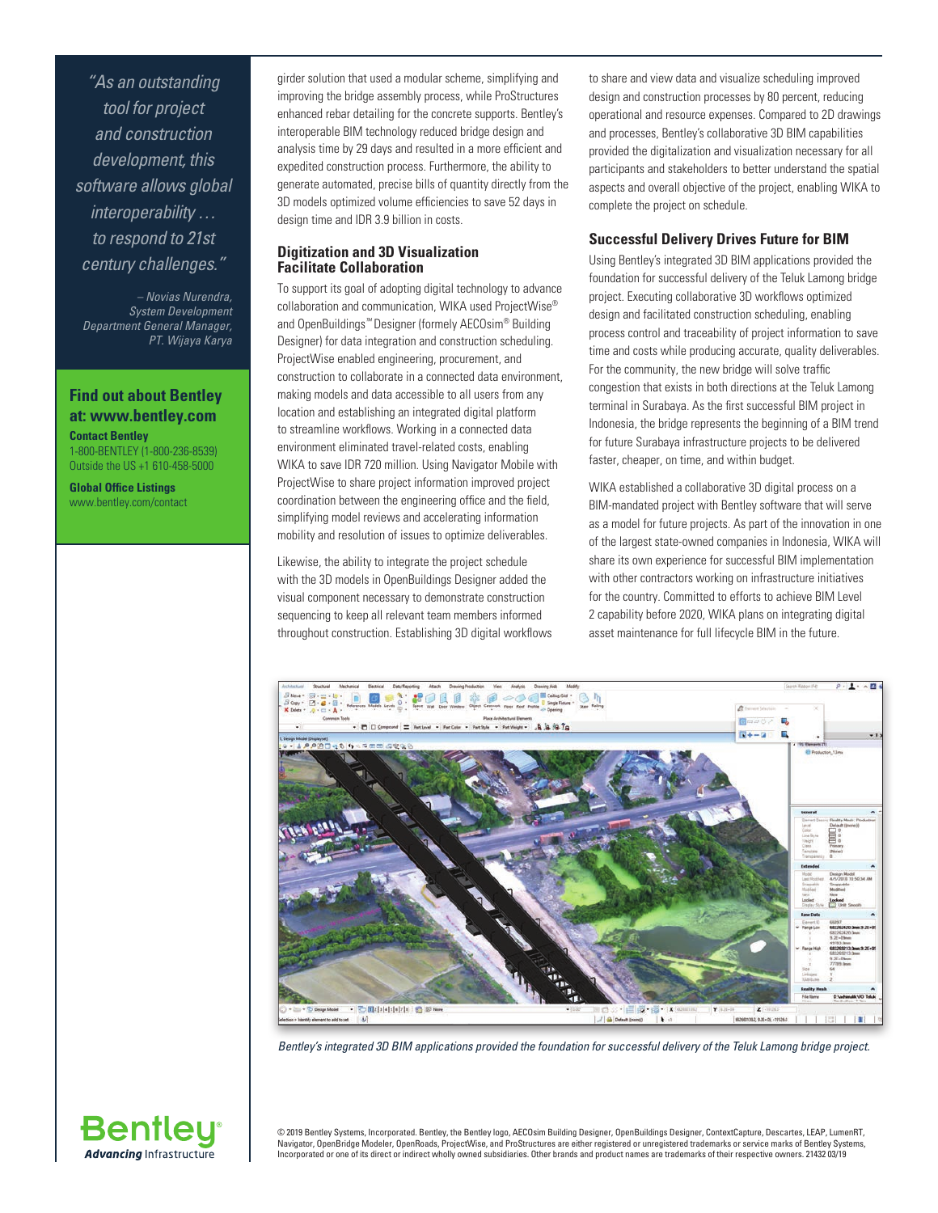*"As an outstanding tool for project and construction development, this software allows global interoperability … to respond to 21st century challenges."*

– Novias Nurendra, System Development Department General Manager, PT. Wijaya Karya

**Find out about Bentley at: www.bentley.com**

**Contact Bentley**
1-800-BENTLEY (1-800-236-8539)
Outside the US +1 610-458-5000

**Global Office Listings**
www.bentley.com/contact

girder solution that used a modular scheme, simplifying and improving the bridge assembly process, while ProStructures enhanced rebar detailing for the concrete supports. Bentley's interoperable BIM technology reduced bridge design and analysis time by 29 days and resulted in a more efficient and expedited construction process. Furthermore, the ability to generate automated, precise bills of quantity directly from the 3D models optimized volume efficiencies to save 52 days in design time and IDR 3.9 billion in costs.

## Digitization and 3D Visualization Facilitate Collaboration

To support its goal of adopting digital technology to advance collaboration and communication, WIKA used ProjectWise® and OpenBuildings™ Designer (formely AECOsim® Building Designer) for data integration and construction scheduling. ProjectWise enabled engineering, procurement, and construction to collaborate in a connected data environment, making models and data accessible to all users from any location and establishing an integrated digital platform to streamline workflows. Working in a connected data environment eliminated travel-related costs, enabling WIKA to save IDR 720 million. Using Navigator Mobile with ProjectWise to share project information improved project coordination between the engineering office and the field, simplifying model reviews and accelerating information mobility and resolution of issues to optimize deliverables.

Likewise, the ability to integrate the project schedule with the 3D models in OpenBuildings Designer added the visual component necessary to demonstrate construction sequencing to keep all relevant team members informed throughout construction. Establishing 3D digital workflows to share and view data and visualize scheduling improved design and construction processes by 80 percent, reducing operational and resource expenses. Compared to 2D drawings and processes, Bentley's collaborative 3D BIM capabilities provided the digitalization and visualization necessary for all participants and stakeholders to better understand the spatial aspects and overall objective of the project, enabling WIKA to complete the project on schedule.

## Successful Delivery Drives Future for BIM

Using Bentley's integrated 3D BIM applications provided the foundation for successful delivery of the Teluk Lamong bridge project. Executing collaborative 3D workflows optimized design and facilitated construction scheduling, enabling process control and traceability of project information to save time and costs while producing accurate, quality deliverables. For the community, the new bridge will solve traffic congestion that exists in both directions at the Teluk Lamong terminal in Surabaya. As the first successful BIM project in Indonesia, the bridge represents the beginning of a BIM trend for future Surabaya infrastructure projects to be delivered faster, cheaper, on time, and within budget.

WIKA established a collaborative 3D digital process on a BIM-mandated project with Bentley software that will serve as a model for future projects. As part of the innovation in one of the largest state-owned companies in Indonesia, WIKA will share its own experience for successful BIM implementation with other contractors working on infrastructure initiatives for the country. Committed to efforts to achieve BIM Level 2 capability before 2020, WIKA plans on integrating digital asset maintenance for full lifecycle BIM in the future.

*Bentley's integrated 3D BIM applications provided the foundation for successful delivery of the Teluk Lamong bridge project.*

© 2019 Bentley Systems, Incorporated. Bentley, the Bentley logo, AECOsim Building Designer, OpenBuildings Designer, ContextCapture, Descartes, LEAP, LumenRT, Navigator, OpenBridge Modeler, OpenRoads, ProjectWise, and ProStructures are either registered or unregistered trademarks or service marks of Bentley Systems, Incorporated or one of its direct or indirect wholly owned subsidiaries. Other brands and product names are trademarks of their respective owners. 21432 03/19